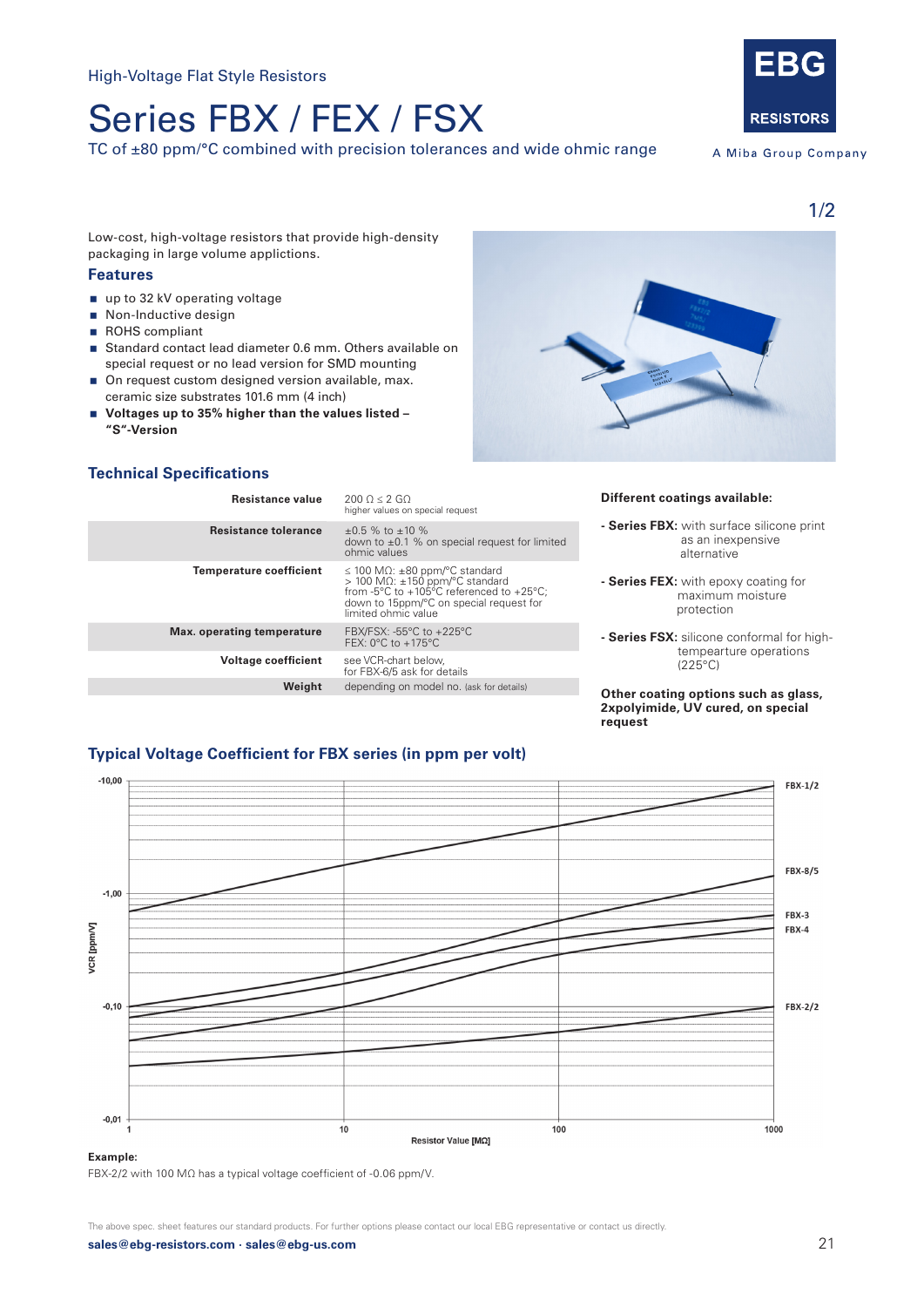High-Voltage Flat Style Resistors

# Series FBX / FEX / FSX

TC of ±80 ppm/°C combined with precision tolerances and wide ohmic range

EBG RESISTORS

A Miba Group Company

Low-cost, high-voltage resistors that provide high-density packaging in large volume applictions.

## Features

- up to 32 kV operating voltage
- Non-Inductive design
- ROHS compliant
- Standard contact lead diameter 0.6 mm. Others available on special request or no lead version for SMD mounting
- On request custom designed version available, max. ceramic size substrates 101.6 mm (4 inch)
- **Voltages up to 35% higher than the values listed – "S"-Version**

## Technical Specifications

| | |
|---|---|
| **Resistance value** | 200 Ω ≤ 2 GΩ<br>higher values on special request |
| **Resistance tolerance** | ±0.5 % to ±10 %<br>down to ±0.1 % on special request for limited ohmic values |
| **Temperature coefficient** | ≤ 100 MΩ: ±80 ppm/°C standard<br>> 100 MΩ: ±150 ppm/°C standard<br>from -5°C to +105°C referenced to +25°C;<br>down to 15ppm/°C on special request for limited ohmic value |
| **Max. operating temperature** | FBX/FSX: -55°C to +225°C<br>FEX: 0°C to +175°C |
| **Voltage coefficient** | see VCR-chart below,<br>for FBX-6/5 ask for details |
| **Weight** | depending on model no. (ask for details) |

**Different coatings available:**

- **Series FBX:** with surface silicone print as an inexpensive alternative
- **Series FEX:** with epoxy coating for maximum moisture protection
- **Series FSX:** silicone conformal for high-tempearture operations (225°C)

**Other coating options such as glass, 2xpolyimide, UV cured, on special request**

## Typical Voltage Coefficient for FBX series (in ppm per volt)

VCR [ppm/V] vs. Resistor Value [MΩ] (1 to 1000); curves: FBX-1/2, FBX-8/5, FBX-3, FBX-4, FBX-2/2; y-axis: -10,00, -1,00, -0,10, -0,01

**Example:**

FBX-2/2 with 100 MΩ has a typical voltage coefficient of -0.06 ppm/V.

The above spec. sheet features our standard products. For further options please contact our local EBG representative or contact us directly.

**sales@ebg-resistors.com · sales@ebg-us.com**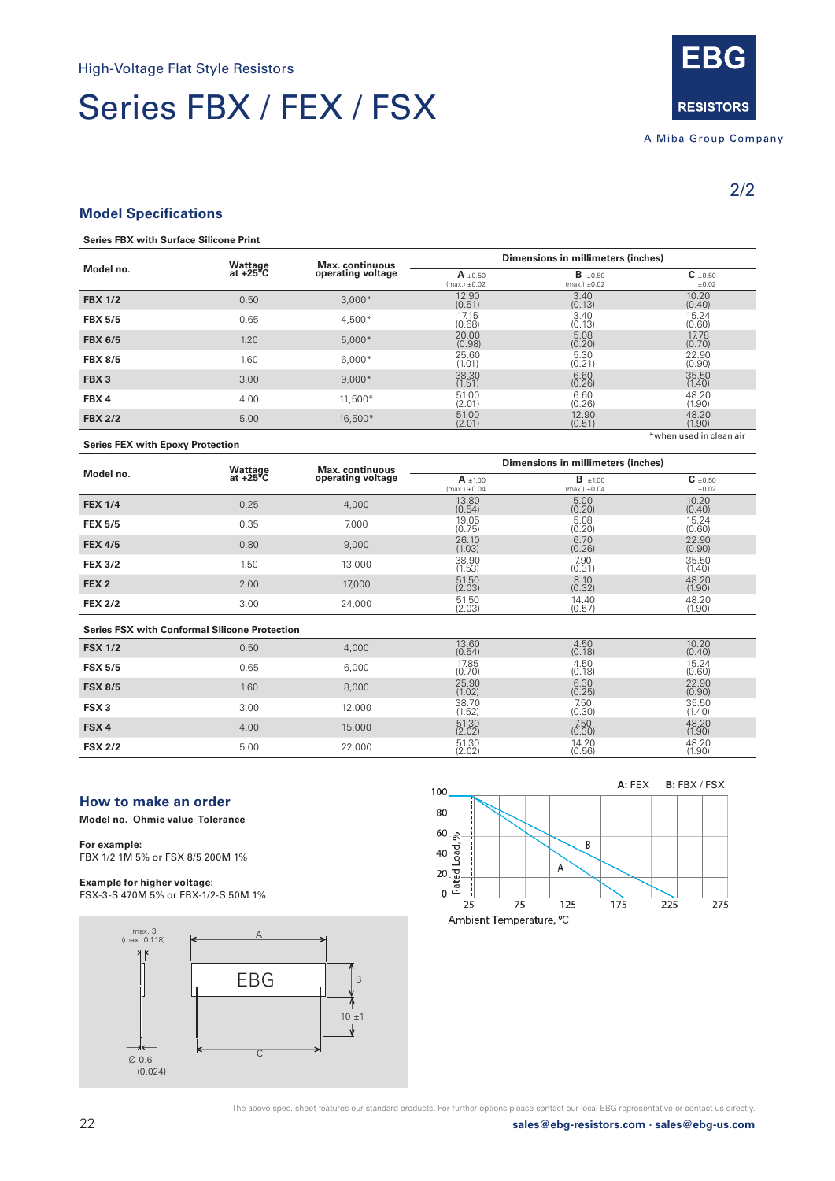High-Voltage Flat Style Resistors

# Series FBX / FEX / FSX

EBG RESISTORS

A Miba Group Company

## Model Specifications

**Series FBX with Surface Silicone Print**

| Model no. | Wattage at +25°C | Max. continuous operating voltage | Dimensions in millimeters (inches) | | |
|---|---|---|---|---|---|
| | | | A ±0.50 (max.) ±0.02 | B ±0.50 (max.) ±0.02 | C ±0.50 ±0.02 |
| **FBX 1/2** | 0.50 | 3,000* | 12.90 (0.51) | 3.40 (0.13) | 10.20 (0.40) |
| **FBX 5/5** | 0.65 | 4,500* | 17.15 (0.68) | 3.40 (0.13) | 15.24 (0.60) |
| **FBX 6/5** | 1.20 | 5,000* | 20.00 (0.98) | 5.08 (0.20) | 17.78 (0.70) |
| **FBX 8/5** | 1.60 | 6,000* | 25.60 (1.01) | 5.30 (0.21) | 22.90 (0.90) |
| **FBX 3** | 3.00 | 9,000* | 38.30 (1.51) | 6.60 (0.26) | 35.50 (1.40) |
| **FBX 4** | 4.00 | 11,500* | 51.00 (2.01) | 6.60 (0.26) | 48.20 (1.90) |
| **FBX 2/2** | 5.00 | 16,500* | 51.00 (2.01) | 12.90 (0.51) | 48.20 (1.90) |

*when used in clean air

**Series FEX with Epoxy Protection**

| Model no. | Wattage at +25°C | Max. continuous operating voltage | Dimensions in millimeters (inches) | | |
|---|---|---|---|---|---|
| | | | A ±1.00 (max.) ±0.04 | B ±1.00 (max.) ±0.04 | C ±0.50 ±0.02 |
| **FEX 1/4** | 0.25 | 4,000 | 13.80 (0.54) | 5.00 (0.20) | 10.20 (0.40) |
| **FEX 5/5** | 0.35 | 7,000 | 19.05 (0.75) | 5.08 (0.20) | 15.24 (0.60) |
| **FEX 4/5** | 0.80 | 9,000 | 26.10 (1.03) | 6.70 (0.26) | 22.90 (0.90) |
| **FEX 3/2** | 1.50 | 13,000 | 38.90 (1.53) | 7.90 (0.31) | 35.50 (1.40) |
| **FEX 2** | 2.00 | 17,000 | 51.50 (2.03) | 8.10 (0.32) | 48.20 (1.90) |
| **FEX 2/2** | 3.00 | 24,000 | 51.50 (2.03) | 14.40 (0.57) | 48.20 (1.90) |

**Series FSX with Conformal Silicone Protection**

| Model no. | Wattage at +25°C | Max. continuous operating voltage | A | B | C |
|---|---|---|---|---|---|
| **FSX 1/2** | 0.50 | 4,000 | 13.60 (0.54) | 4.50 (0.18) | 10.20 (0.40) |
| **FSX 5/5** | 0.65 | 6,000 | 17.85 (0.70) | 4.50 (0.18) | 15.24 (0.60) |
| **FSX 8/5** | 1.60 | 8,000 | 25.90 (1.02) | 6.30 (0.25) | 22.90 (0.90) |
| **FSX 3** | 3.00 | 12,000 | 38.70 (1.52) | 7.50 (0.30) | 35.50 (1.40) |
| **FSX 4** | 4.00 | 15,000 | 51.30 (2.02) | 7.50 (0.30) | 48.20 (1.90) |
| **FSX 2/2** | 5.00 | 22,000 | 51.30 (2.02) | 14.20 (0.56) | 48.20 (1.90) |

## How to make an order

**Model no._Ohmic value_Tolerance**

**For example:**
FBX 1/2 1M 5% or FSX 8/5 200M 1%

**Example for higher voltage:**
FSX-3-S 470M 5% or FBX-1/2-S 50M 1%

max. 3
(max. 0.118)
A
EBG
B
10 ±1
C
Ø 0.6
(0.024)

**A:** FEX **B:** FBX / FSX

Rated Load, %
100
80
60
40
20
0
25 75 125 175 225 275
Ambient Temperature, °C
B
A

The above spec. sheet features our standard products. For further options please contact our local EBG representative or contact us directly.

**sales@ebg-resistors.com · sales@ebg-us.com**